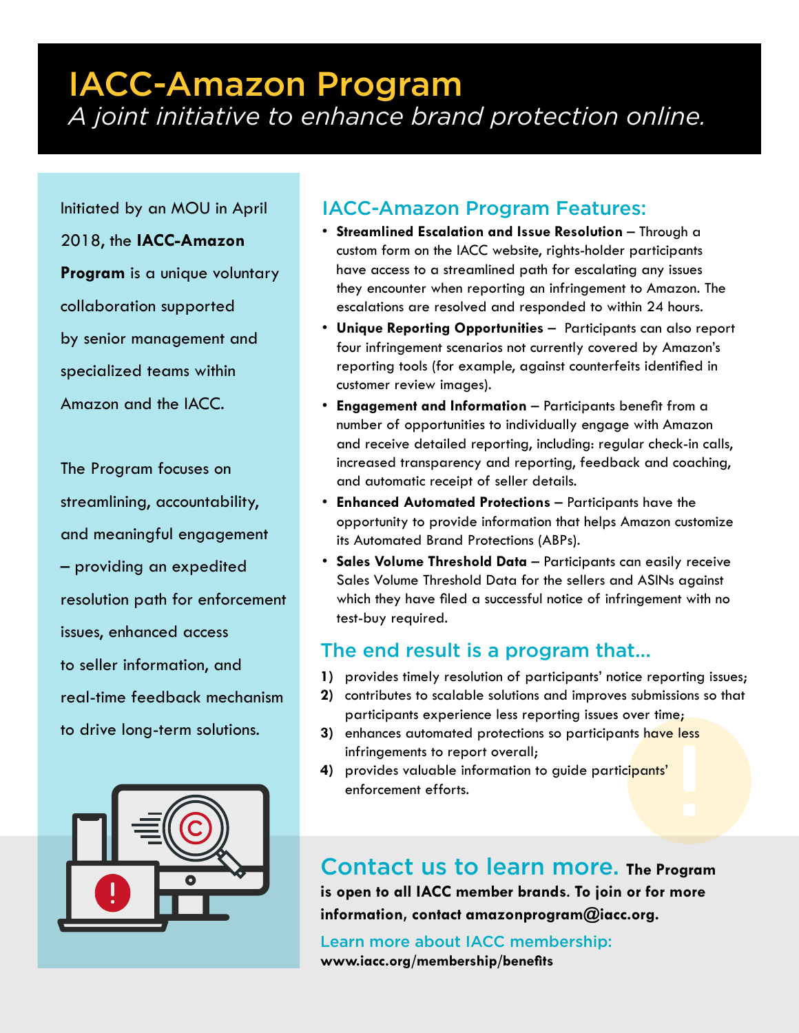# IACC-Amazon Program

*A joint initiative to enhance brand protection online.*

Initiated by an MOU in April 2018, the **IACC-Amazon Program** is a unique voluntary collaboration supported by senior management and specialized teams within Amazon and the IACC.

The Program focuses on streamlining, accountability, and meaningful engagement – providing an expedited resolution path for enforcement issues, enhanced access to seller information, and real-time feedback mechanism to drive long-term solutions.

## IACC-Amazon Program Features:

- **Streamlined Escalation and Issue Resolution** – Through a custom form on the IACC website, rights-holder participants have access to a streamlined path for escalating any issues they encounter when reporting an infringement to Amazon. The escalations are resolved and responded to within 24 hours.
- **Unique Reporting Opportunities** – Participants can also report four infringement scenarios not currently covered by Amazon's reporting tools (for example, against counterfeits identified in customer review images).
- **Engagement and Information** – Participants benefit from a number of opportunities to individually engage with Amazon and receive detailed reporting, including: regular check-in calls, increased transparency and reporting, feedback and coaching, and automatic receipt of seller details.
- **Enhanced Automated Protections** – Participants have the opportunity to provide information that helps Amazon customize its Automated Brand Protections (ABPs).
- **Sales Volume Threshold Data** – Participants can easily receive Sales Volume Threshold Data for the sellers and ASINs against which they have filed a successful notice of infringement with no test-buy required.

## The end result is a program that...

1) provides timely resolution of participants' notice reporting issues;
2) contributes to scalable solutions and improves submissions so that participants experience less reporting issues over time;
3) enhances automated protections so participants have less infringements to report overall;
4) provides valuable information to guide participants' enforcement efforts.

## Contact us to learn more.

**The Program is open to all IACC member brands. To join or for more information, contact amazonprogram@iacc.org.**

Learn more about IACC membership:
**www.iacc.org/membership/benefits**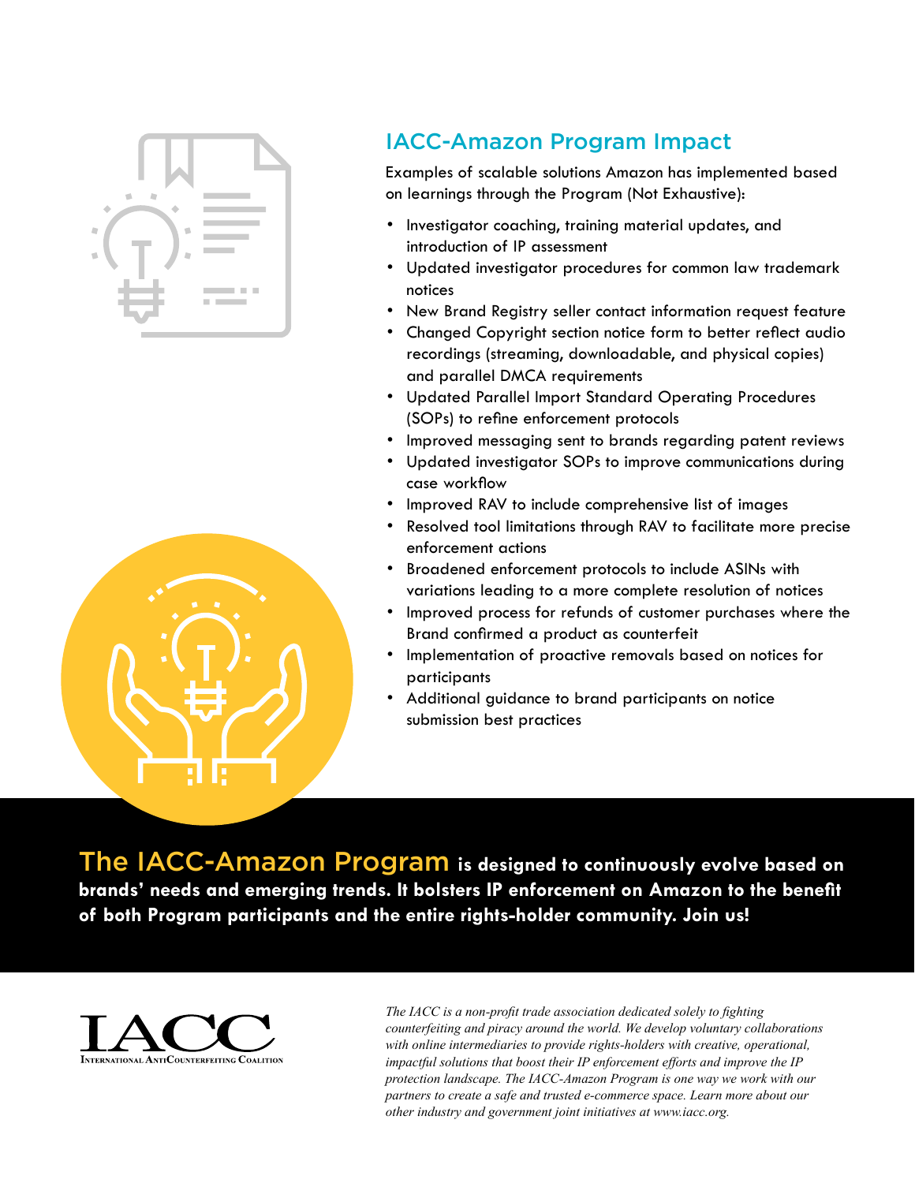## IACC-Amazon Program Impact

Examples of scalable solutions Amazon has implemented based on learnings through the Program (Not Exhaustive):

- Investigator coaching, training material updates, and introduction of IP assessment
- Updated investigator procedures for common law trademark notices
- New Brand Registry seller contact information request feature
- Changed Copyright section notice form to better reflect audio recordings (streaming, downloadable, and physical copies) and parallel DMCA requirements
- Updated Parallel Import Standard Operating Procedures (SOPs) to refine enforcement protocols
- Improved messaging sent to brands regarding patent reviews
- Updated investigator SOPs to improve communications during case workflow
- Improved RAV to include comprehensive list of images
- Resolved tool limitations through RAV to facilitate more precise enforcement actions
- Broadened enforcement protocols to include ASINs with variations leading to a more complete resolution of notices
- Improved process for refunds of customer purchases where the Brand confirmed a product as counterfeit
- Implementation of proactive removals based on notices for participants
- Additional guidance to brand participants on notice submission best practices

**The IACC-Amazon Program is designed to continuously evolve based on brands' needs and emerging trends. It bolsters IP enforcement on Amazon to the benefit of both Program participants and the entire rights-holder community. Join us!**

IACC
International AntiCounterfeiting Coalition

*The IACC is a non-profit trade association dedicated solely to fighting counterfeiting and piracy around the world. We develop voluntary collaborations with online intermediaries to provide rights-holders with creative, operational, impactful solutions that boost their IP enforcement efforts and improve the IP protection landscape. The IACC-Amazon Program is one way we work with our partners to create a safe and trusted e-commerce space. Learn more about our other industry and government joint initiatives at www.iacc.org.*